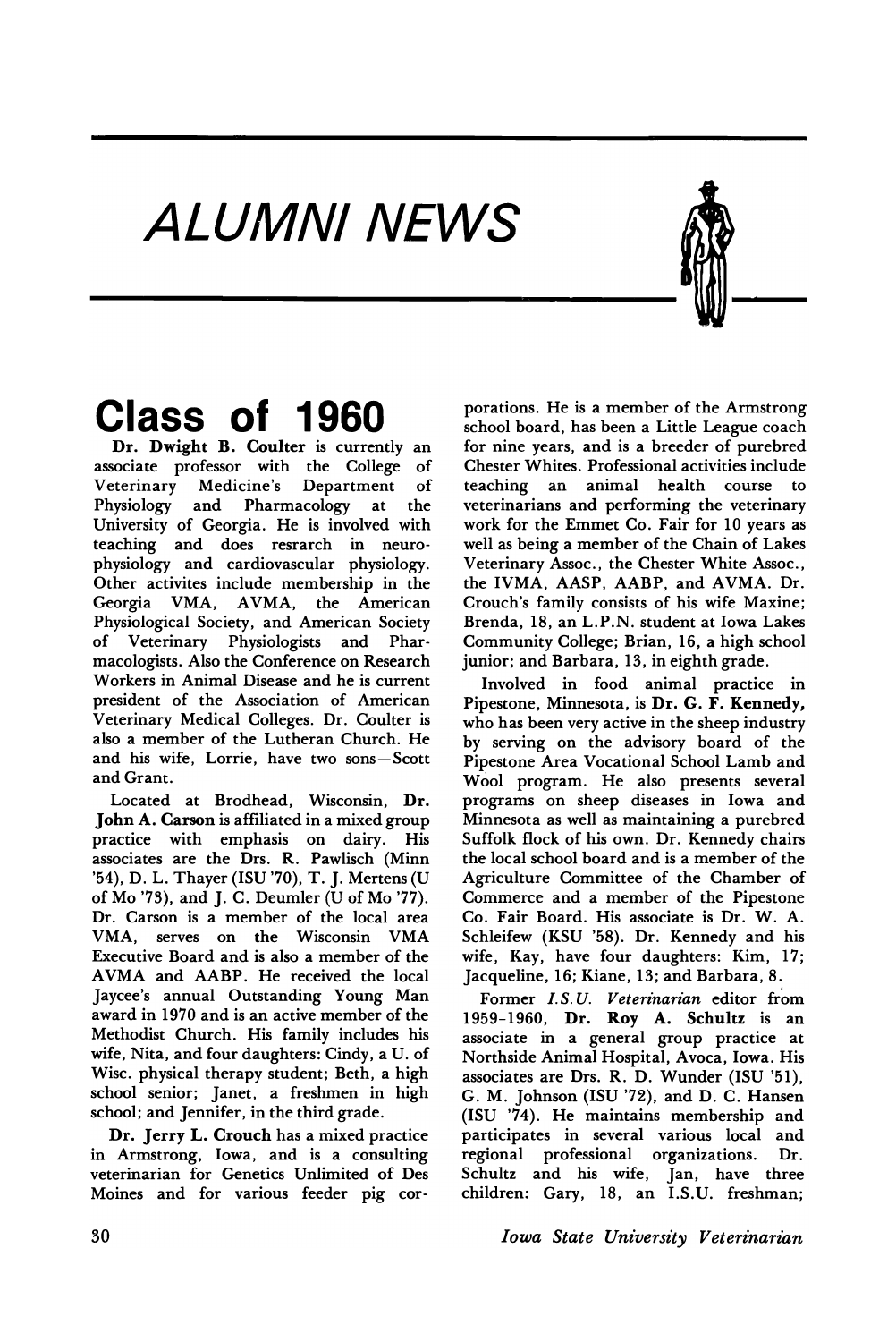# ALUMNI NEWS

## Class of 1960

**Dr. Dwight B. Coulter** is currently an associate professor with the College of Veterinary Medicine's Department of Physiology and Pharmacology at the University of Georgia. He is involved with teaching and does resrarch in neurophysiology and cardiovascular physiology. Other activites include membership in the Georgia VMA, AVMA, the American Physiological Society, and American Society of Veterinary Physiologists and Pharmacologists. Also the Conference on Research Workers in Animal Disease and he is current president of the Association of American Veterinary Medical Colleges. Dr. Coulter is also a member of the Lutheran Church. He and his wife, Lorrie, have two sons—Scott and Grant.

Located at Brodhead, Wisconsin, **Dr. John A. Carson** is affiliated in a mixed group practice with emphasis on dairy. His associates are the Drs. R. Pawlisch (Minn '54), D. L. Thayer (ISU '70), T. J. Mertens (U of Mo '73), and J. C. Deumler (U of Mo '77). Dr. Carson is a member of the local area VMA, serves on the Wisconsin VMA Executive Board and is also a member of the AVMA and AABP. He received the local Jaycee's annual Outstanding Young Man award in 1970 and is an active member of the Methodist Church. His family includes his wife, Nita, and four daughters: Cindy, a U. of Wisc. physical therapy student; Beth, a high school senior; Janet, a freshmen in high school; and Jennifer, in the third grade.

**Dr. Jerry L. Crouch** has a mixed practice in Armstrong, Iowa, and is a consulting veterinarian for Genetics Unlimited of Des Moines and for various feeder pig corporations. He is a member of the Armstrong school board, has been a Little League coach for nine years, and is a breeder of purebred Chester Whites. Professional activities include teaching an animal health course to veterinarians and performing the veterinary work for the Emmet Co. Fair for 10 years as well as being a member of the Chain of Lakes Veterinary Assoc., the Chester White Assoc., the IVMA, AASP, AABP, and AVMA. Dr. Crouch's family consists of his wife Maxine; Brenda, 18, an L.P.N. student at Iowa Lakes Community College; Brian, 16, a high school junior; and Barbara, 13, in eighth grade.

Involved in food animal practice in Pipestone, Minnesota, is **Dr. G. F. Kennedy,** who has been very active in the sheep industry by serving on the advisory board of the Pipestone Area Vocational School Lamb and Wool program. He also presents several programs on sheep diseases in Iowa and Minnesota as well as maintaining a purebred Suffolk flock of his own. Dr. Kennedy chairs the local school board and is a member of the Agriculture Committee of the Chamber of Commerce and a member of the Pipestone Co. Fair Board. His associate is Dr. W. A. Schleifew (KSU '58). Dr. Kennedy and his wife, Kay, have four daughters: Kim, 17; Jacqueline, 16; Kiane, 13; and Barbara, 8.

Former *I.S.U. Veterinarian* editor from 1959-1960, **Dr. Roy A. Schultz** is an associate in a general group practice at Northside Animal Hospital, Avoca, Iowa. His associates are Drs. R. D. Wunder (ISU '51), G. M. Johnson (ISU '72), and D. C. Hansen (ISU '74). He maintains membership and participates in several various local and regional professional organizations. Dr. Schultz and his wife, Jan, have three children: Gary, 18, an I.S.U. freshman;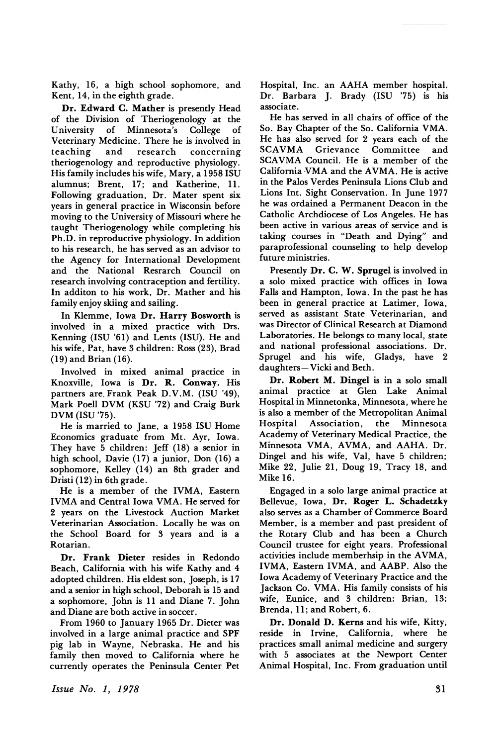Kathy, 16, a high school sophomore, and Kent, 14, in the eighth grade.

**Dr. Edward C. Mather** is presently Head of the Division of Theriogenology at the University of Minnesota's College of Veterinary Medicine. There he is involved in teaching and research concerning theriogenology and reproductive physiology. His family includes his wife, Mary, a 1958 ISU alumnus; Brent, 17; and Katherine, 11. Following graduation, Dr. Mater spent six years in general practice in Wisconsin before moving to the University of Missouri where he taught Theriogenology while completing his Ph.D. in reproductive physiology. In addition to his research, he has served as an advisor to the Agency for International Development and the National Resrarch Council on research involving contraception and fertility. In additon to his work, Dr. Mather and his family enjoy skiing and sailing.

In Klemme, Iowa **Dr. Harry Bosworth** is involved in a mixed practice with Drs. Kenning (ISU '61) and Lents (ISU). He and his wife, Pat, have 3 children: Ross (23), Brad (19) and Brian (16).

Involved in mixed animal practice in Knoxville, Iowa is **Dr. R. Conway.** His partners are. Frank Peak D.V.M. (ISU '49), Mark Poell DVM (KSU '72) and Craig Burk DVM (ISU '75).

He is married to Jane, a 1958 ISU Home Economics graduate from Mt. Ayr, Iowa. They have 5 children: Jeff (18) a senior in high school, Davie (17) a junior, Don (16) a sophomore, Kelley (14) an 8th grader and Dristi (12) in 6th grade.

He is a member of the IVMA, Eastern IVMA and Central Iowa VMA. He served for 2 years on the Livestock Auction Market Veterinarian Association. Locally he was on the School Board for 3 years and is a Rotarian.

**Dr. Frank Dieter** resides in Redondo Beach, California with his wife Kathy and 4 adopted children. His eldest son, Joseph, is 17 and a senior in high school, Deborah is 15 and a sophomore, John is 11 and Diane 7. John and Diane are both active in soccer.

From 1960 to January 1965 Dr. Dieter was involved in a large animal practice and SPF pig lab in Wayne, Nebraska. He and his family then moved to California where he currently operates the Peninsula Center Pet Hospital, Inc. an AAHA member hospital. Dr. Barbara J. Brady (ISU '75) is his associate.

He has served in all chairs of office of the So. Bay Chapter of the So. California VMA. He has also served for 2 years each of the SCAVMA Grievance Committee and SCAVMA Council. He is a member of the California VMA and the AVMA. He is active in the Palos Verdes Peninsula Lions Club and Lions Int. Sight Conservation. In June 1977 he was ordained a Permanent Deacon in the Catholic Archdiocese of Los Angeles. He has been active in various areas of service and is taking courses in "Death and Dying" and paraprofessional counseling to help develop future ministries.

Presently **Dr. C. W. Sprugel** is involved in a solo mixed practice with offices in Iowa Falls and Hampton, Iowa. In the past he has been in general practice at Latimer, Iowa, served as assistant State Veterinarian, and was Director of Clinical Research at Diamond Laboratories. He belongs to many local, state and national professional associations. Dr. Sprugel and his wife, Gladys, have 2 daughters—Vicki and Beth.

**Dr. Robert M. Dingel** is in a solo small animal practice at Glen Lake Animal Hospital in Minnetonka, Minnesota, where he is also a member of the Metropolitan Animal Hospital Association, the Minnesota Academy of Veterinary Medical Practice, the Minnesota VMA, AVMA, and AAHA. Dr. Dingel and his wife, Val, have 5 children; Mike 22, Julie 21, Doug 19, Tracy 18, and Mike 16.

Engaged in a solo large animal practice at Bellevue, Iowa, **Dr. Roger L. Schadetzky** also serves as a Chamber of Commerce Board Member, is a member and past president of the Rotary Club and has been a Church Council trustee for eight years. Professional activities include memberhsip in the AVMA, IVMA, Eastern IVMA, and AABP. Also the Iowa Academy of Veterinary Practice and the Jackson Co. VMA. His family consists of his wife, Eunice, and 3 children: Brian, 13; Brenda, 11; and Robert, 6.

**Dr. Donald D. Kerns** and his wife, Kitty, reside in Irvine, California, where he practices small animal medicine and surgery with 5 associates at the Newport Center Animal Hospital, Inc. From graduation until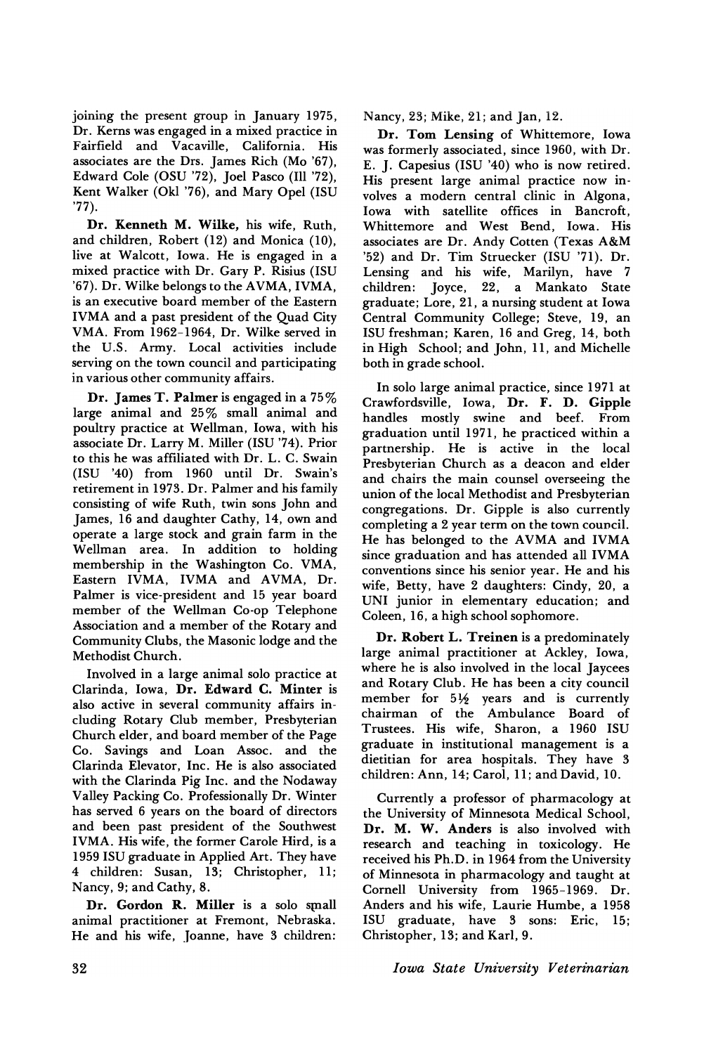joining the present group in January 1975, Dr. Kerns was engaged in a mixed practice in Fairfield and Vacaville, California. His associates are the Drs. James Rich (Mo '67), Edward Cole (OSU '72), Joel Pasco (Ill '72), Kent Walker (Okl '76), and Mary Opel (ISU '77).

**Dr. Kenneth M. Wilke,** his wife, Ruth, and children, Robert (12) and Monica (10), live at Walcott, Iowa. He is engaged in a mixed practice with Dr. Gary P. Risius (ISU '67). Dr. Wilke belongs to the AVMA, IVMA, is an executive board member of the Eastern IVMA and a past president of the Quad City VMA. From 1962-1964, Dr. Wilke served in the U.S. Army. Local activities include serving on the town council and participating in various other community affairs.

**Dr. James T. Palmer** is engaged in a 75% large animal and 25% small animal and poultry practice at Wellman, Iowa, with his associate Dr. Larry M. Miller (ISU '74). Prior to this he was affiliated with Dr. L. C. Swain (ISU '40) from 1960 until Dr. Swain's retirement in 1973. Dr. Palmer and his family consisting of wife Ruth, twin sons John and James, 16 and daughter Cathy, 14, own and operate a large stock and grain farm in the Wellman area. In addition to holding membership in the Washington Co. VMA, Eastern IVMA, IVMA and AVMA, Dr. Palmer is vice-president and 15 year board member of the Wellman Co-op Telephone Association and a member of the Rotary and Community Clubs, the Masonic lodge and the Methodist Church.

Involved in a large animal solo practice at Clarinda, Iowa, **Dr. Edward C. Minter** is also active in several community affairs including Rotary Club member, Presbyterian Church elder, and board member of the Page Co. Savings and Loan Assoc. and the Clarinda Elevator, Inc. He is also associated with the Clarinda Pig Inc. and the Nodaway Valley Packing Co. Professionally Dr. Winter has served 6 years on the board of directors and been past president of the Southwest IVMA. His wife, the former Carole Hird, is a 1959 ISU graduate in Applied Art. They have 4 children: Susan, 13; Christopher, 11; Nancy, 9; and Cathy, 8.

**Dr. Gordon R. Miller** is a solo small animal practitioner at Fremont, Nebraska. He and his wife, Joanne, have 3 children: Nancy, 23; Mike, 21; and Jan, 12.

**Dr. Tom Lensing** of Whittemore, Iowa was formerly associated, since 1960, with Dr. E. J. Capesius (ISU '40) who is now retired. His present large animal practice now involves a modern central clinic in Algona, Iowa with satellite offices in Bancroft, Whittemore and West Bend, Iowa. His associates are Dr. Andy Cotten (Texas A&M '52) and Dr. Tim Struecker (ISU '71). Dr. Lensing and his wife, Marilyn, have 7 children: Joyce, 22, a Mankato State graduate; Lore, 21, a nursing student at Iowa Central Community College; Steve, 19, an ISU freshman; Karen, 16 and Greg, 14, both in High School; and John, 11, and Michelle both in grade school.

In solo large animal practice, since 1971 at Crawfordsville, Iowa, **Dr. F. D. Gipple** handles mostly swine and beef. From graduation until 1971, he practiced within a partnership. He is active in the local Presbyterian Church as a deacon and elder and chairs the main counsel overseeing the union of the local Methodist and Presbyterian congregations. Dr. Gipple is also currently completing a 2 year term on the town council. He has belonged to the AVMA and IVMA since graduation and has attended all IVMA conventions since his senior year. He and his wife, Betty, have 2 daughters: Cindy, 20, a UNI junior in elementary education; and Coleen, 16, a high school sophomore.

**Dr. Robert L. Treinen** is a predominately large animal practitioner at Ackley, Iowa, where he is also involved in the local Jaycees and Rotary Club. He has been a city council member for 5½ years and is currently chairman of the Ambulance Board of Trustees. His wife, Sharon, a 1960 ISU graduate in institutional management is a dietitian for area hospitals. They have 3 children: Ann, 14; Carol, 11; and David, 10.

Currently a professor of pharmacology at the University of Minnesota Medical School, **Dr. M. W. Anders** is also involved with research and teaching in toxicology. He received his Ph.D. in 1964 from the University of Minnesota in pharmacology and taught at Cornell University from 1965-1969. Dr. Anders and his wife, Laurie Humbe, a 1958 ISU graduate, have 3 sons: Eric, 15; Christopher, 13; and Karl, 9.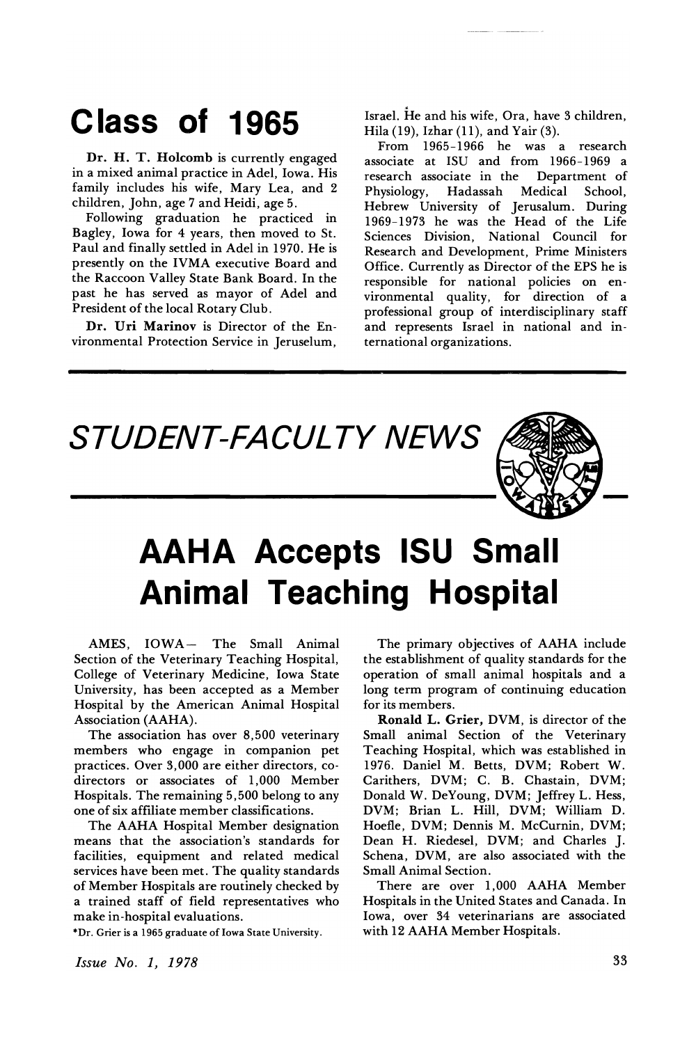# Class of 1965

**Dr. H. T. Holcomb** is currently engaged in a mixed animal practice in Adel, Iowa. His family includes his wife, Mary Lea, and 2 children, John, age 7 and Heidi, age 5.

Following graduation he practiced in Bagley, Iowa for 4 years, then moved to St. Paul and finally settled in Adel in 1970. He is presently on the IVMA executive Board and the Raccoon Valley State Bank Board. In the past he has served as mayor of Adel and President of the local Rotary Club.

**Dr. Uri Marinov** is Director of the Environmental Protection Service in Jeruselum, Israel. He and his wife, Ora, have 3 children, Hila (19), Izhar (11), and Yair (3).

From 1965-1966 he was a research associate at ISU and from 1966-1969 a research associate in the Department of Physiology, Hadassah Medical School, Hebrew University of Jerusalum. During 1969-1973 he was the Head of the Life Sciences Division, National Council for Research and Development, Prime Ministers Office. Currently as Director of the EPS he is responsible for national policies on environmental quality, for direction of a professional group of interdisciplinary staff and represents Israel in national and international organizations.

# *STUDENT-FACULTY NEWS*

## AAHA Accepts ISU Small Animal Teaching Hospital

AMES, IOWA— The Small Animal Section of the Veterinary Teaching Hospital, College of Veterinary Medicine, Iowa State University, has been accepted as a Member Hospital by the American Animal Hospital Association (AAHA).

The association has over 8,500 veterinary members who engage in companion pet practices. Over 3,000 are either directors, co-directors or associates of 1,000 Member Hospitals. The remaining 5,500 belong to any one of six affiliate member classifications.

The AAHA Hospital Member designation means that the association's standards for facilities, equipment and related medical services have been met. The quality standards of Member Hospitals are routinely checked by a trained staff of field representatives who make in-hospital evaluations.

\*Dr. Grier is a 1965 graduate of Iowa State University.

The primary objectives of AAHA include the establishment of quality standards for the operation of small animal hospitals and a long term program of continuing education for its members.

**Ronald L. Grier,** DVM, is director of the Small animal Section of the Veterinary Teaching Hospital, which was established in 1976. Daniel M. Betts, DVM; Robert W. Carithers, DVM; C. B. Chastain, DVM; Donald W. DeYoung, DVM; Jeffrey L. Hess, DVM; Brian L. Hill, DVM; William D. Hoefle, DVM; Dennis M. McCurnin, DVM; Dean H. Riedesel, DVM; and Charles J. Schena, DVM, are also associated with the Small Animal Section.

There are over 1,000 AAHA Member Hospitals in the United States and Canada. In Iowa, over 34 veterinarians are associated with 12 AAHA Member Hospitals.